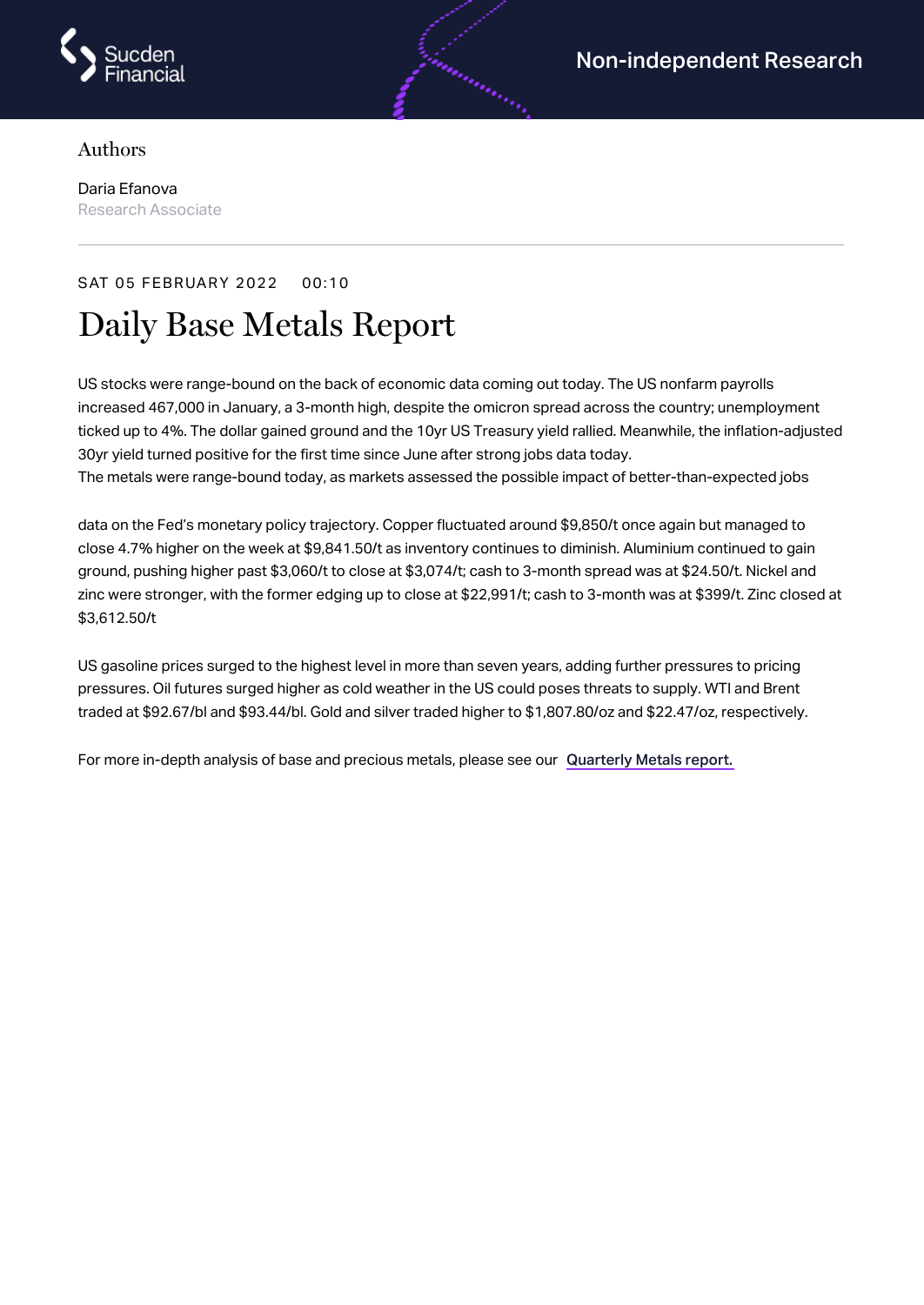Non-independent Research

Authors

Daria Efanova
Research Associate

SAT 05 FEBRUARY 2022 00:10

# Daily Base Metals Report

US stocks were range-bound on the back of economic data coming out today. The US nonfarm payrolls increased 467,000 in January, a 3-month high, despite the omicron spread across the country; unemployment ticked up to 4%. The dollar gained ground and the 10yr US Treasury yield rallied. Meanwhile, the inflation-adjusted 30yr yield turned positive for the first time since June after strong jobs data today.
The metals were range-bound today, as markets assessed the possible impact of better-than-expected jobs

data on the Fed's monetary policy trajectory. Copper fluctuated around $9,850/t once again but managed to close 4.7% higher on the week at $9,841.50/t as inventory continues to diminish. Aluminium continued to gain ground, pushing higher past $3,060/t to close at $3,074/t; cash to 3-month spread was at $24.50/t. Nickel and zinc were stronger, with the former edging up to close at $22,991/t; cash to 3-month was at $399/t. Zinc closed at $3,612.50/t

US gasoline prices surged to the highest level in more than seven years, adding further pressures to pricing pressures. Oil futures surged higher as cold weather in the US could poses threats to supply. WTI and Brent traded at $92.67/bl and $93.44/bl. Gold and silver traded higher to $1,807.80/oz and $22.47/oz, respectively.

For more in-depth analysis of base and precious metals, please see our Quarterly Metals report.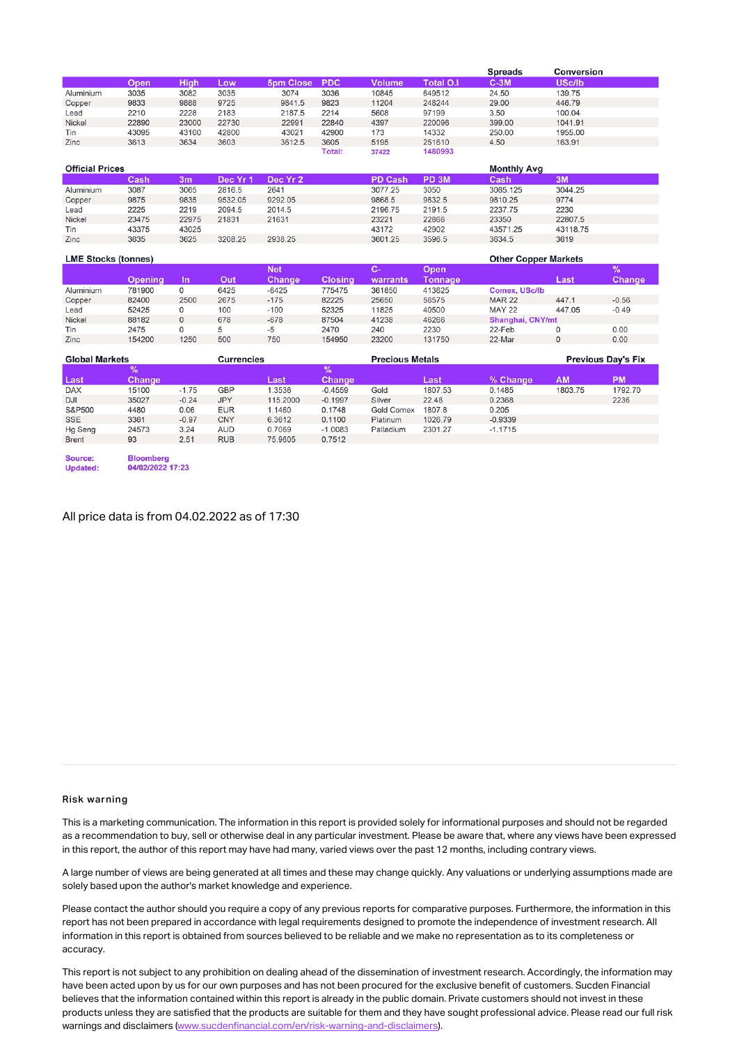| | Open | High | Low | 5pm Close | PDC | Volume | Total O.I | Spreads C-3M | Conversion USc/lb |
|---|---|---|---|---|---|---|---|---|---|
| Aluminium | 3035 | 3082 | 3035 | 3074 | 3036 | 10845 | 649512 | 24.50 | 139.75 |
| Copper | 9833 | 9888 | 9725 | 9841.5 | 9823 | 11204 | 248244 | 29.00 | 446.79 |
| Lead | 2210 | 2228 | 2183 | 2187.5 | 2214 | 5608 | 97199 | 3.50 | 100.04 |
| Nickel | 22890 | 23000 | 22730 | 22991 | 22840 | 4397 | 220096 | 399.00 | 1041.91 |
| Tin | 43095 | 43100 | 42800 | 43021 | 42900 | 173 | 14332 | 250.00 | 1955.00 |
| Zinc | 3613 | 3634 | 3603 | 3612.5 | 3605 | 5195 | 251610 | 4.50 | 163.91 |
| | | | | | Total: | 37422 | 1480993 | | |

**Official Prices**

| | Cash | 3m | Dec Yr 1 | Dec Yr 2 | PD Cash | PD 3M | Monthly Avg Cash | Monthly Avg 3M |
|---|---|---|---|---|---|---|---|---|
| Aluminium | 3087 | 3065 | 2816.5 | 2641 | 3077.25 | 3050 | 3065.125 | 3044.25 |
| Copper | 9875 | 9835 | 9532.05 | 9292.05 | 9868.5 | 9832.5 | 9810.25 | 9774 |
| Lead | 2225 | 2219 | 2094.5 | 2014.5 | 2196.75 | 2191.5 | 2237.75 | 2230 |
| Nickel | 23475 | 22975 | 21631 | 21631 | 23221 | 22866 | 23350 | 22807.5 |
| Tin | 43375 | 43025 | | | 43172 | 42902 | 43571.25 | 43118.75 |
| Zinc | 3635 | 3625 | 3208.25 | 2938.25 | 3601.25 | 3596.5 | 3634.5 | 3619 |

**LME Stocks (tonnes)**

| | Opening | In | Out | Net Change | Closing | C-warrants | Open Tonnage |
|---|---|---|---|---|---|---|---|
| Aluminium | 781900 | 0 | 6425 | -6425 | 775475 | 361850 | 413625 |
| Copper | 82400 | 2500 | 2675 | -175 | 82225 | 25650 | 56575 |
| Lead | 52425 | 0 | 100 | -100 | 52325 | 11825 | 40500 |
| Nickel | 88182 | 0 | 678 | -678 | 87504 | 41238 | 46266 |
| Tin | 2475 | 0 | 5 | -5 | 2470 | 240 | 2230 |
| Zinc | 154200 | 1250 | 500 | 750 | 154950 | 23200 | 131750 |

**Other Copper Markets**

| | Last | % Change |
|---|---|---|
| **Comex, USc/lb** | | |
| MAR 22 | 447.1 | -0.56 |
| MAY 22 | 447.05 | -0.49 |
| **Shanghai, CNY/mt** | | |
| 22-Feb | 0 | 0.00 |
| 22-Mar | 0 | 0.00 |

**Global Markets**

| | Last | % Change |
|---|---|---|
| DAX | 15100 | -1.75 |
| DJI | 35027 | -0.24 |
| S&P500 | 4480 | 0.06 |
| SSE | 3361 | -0.97 |
| Hg Seng | 24573 | 3.24 |
| Brent | 93 | 2.51 |

**Currencies**

| | Last | % Change |
|---|---|---|
| GBP | 1.3536 | -0.4559 |
| JPY | 115.2000 | -0.1997 |
| EUR | 1.1460 | 0.1748 |
| CNY | 6.3612 | 0.1100 |
| AUD | 0.7069 | -1.0083 |
| RUB | 75.9805 | 0.7512 |

**Precious Metals**

| | Last | % Change | Previous Day's Fix AM | Previous Day's Fix PM |
|---|---|---|---|---|
| Gold | 1807.53 | 0.1485 | 1803.75 | 1792.70 |
| Silver | 22.48 | 0.2368 | | 2236 |
| Gold Comex | 1807.8 | 0.205 | | |
| Platinum | 1026.79 | -0.9339 | | |
| Palladium | 2301.27 | -1.1715 | | |

**Source:** Bloomberg
**Updated:** 04/02/2022 17:23

All price data is from 04.02.2022 as of 17:30

### Risk warning

This is a marketing communication. The information in this report is provided solely for informational purposes and should not be regarded as a recommendation to buy, sell or otherwise deal in any particular investment. Please be aware that, where any views have been expressed in this report, the author of this report may have had many, varied views over the past 12 months, including contrary views.

A large number of views are being generated at all times and these may change quickly. Any valuations or underlying assumptions made are solely based upon the author's market knowledge and experience.

Please contact the author should you require a copy of any previous reports for comparative purposes. Furthermore, the information in this report has not been prepared in accordance with legal requirements designed to promote the independence of investment research. All information in this report is obtained from sources believed to be reliable and we make no representation as to its completeness or accuracy.

This report is not subject to any prohibition on dealing ahead of the dissemination of investment research. Accordingly, the information may have been acted upon by us for our own purposes and has not been procured for the exclusive benefit of customers. Sucden Financial believes that the information contained within this report is already in the public domain. Private customers should not invest in these products unless they are satisfied that the products are suitable for them and they have sought professional advice. Please read our full risk warnings and disclaimers (www.sucdenfinancial.com/en/risk-warning-and-disclaimers).